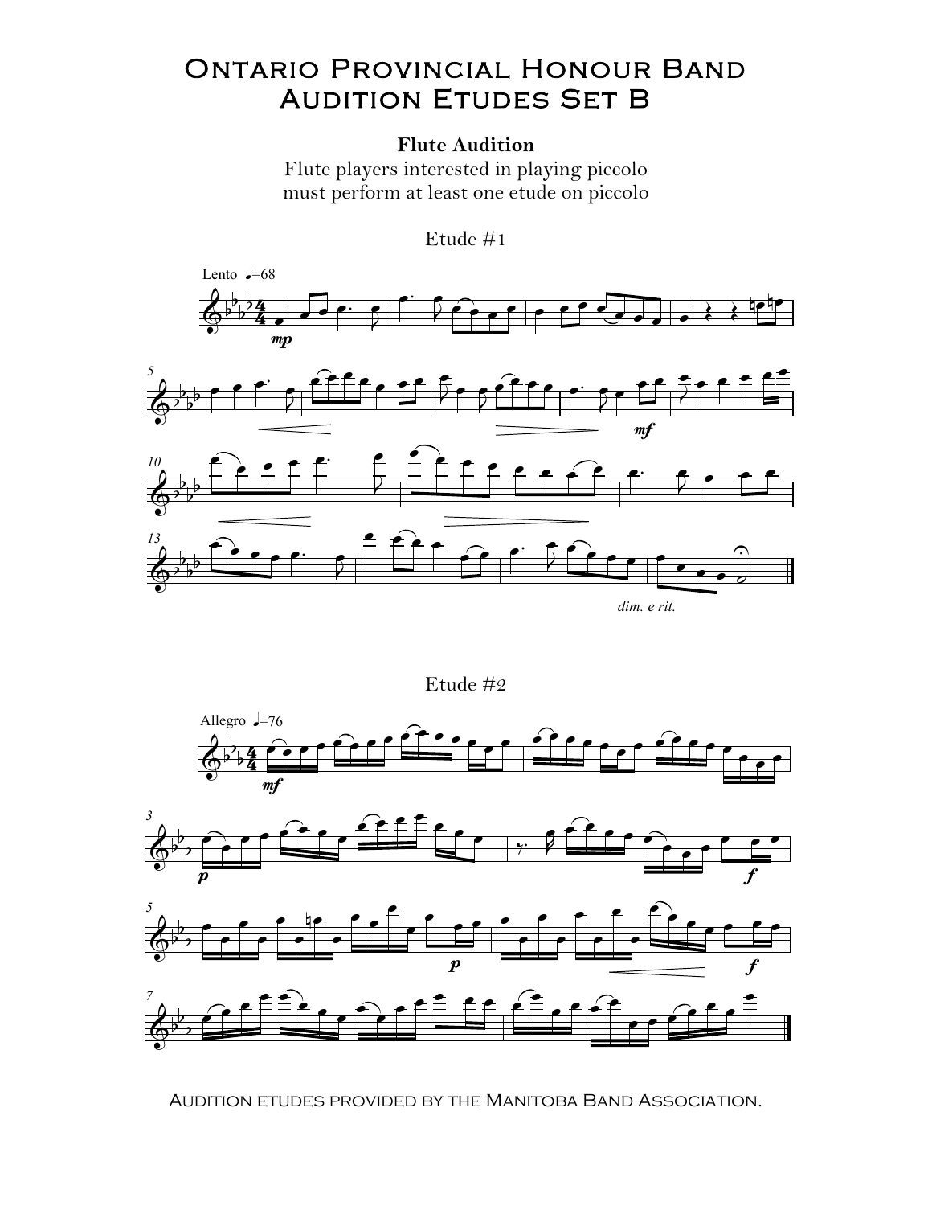# Ontario Provincial Honour Band Audition Etudes Set B

**Flute Audition**

Flute players interested in playing piccolo must perform at least one etude on piccolo

Etude #1

Etude #2

Audition etudes provided by the Manitoba Band Association.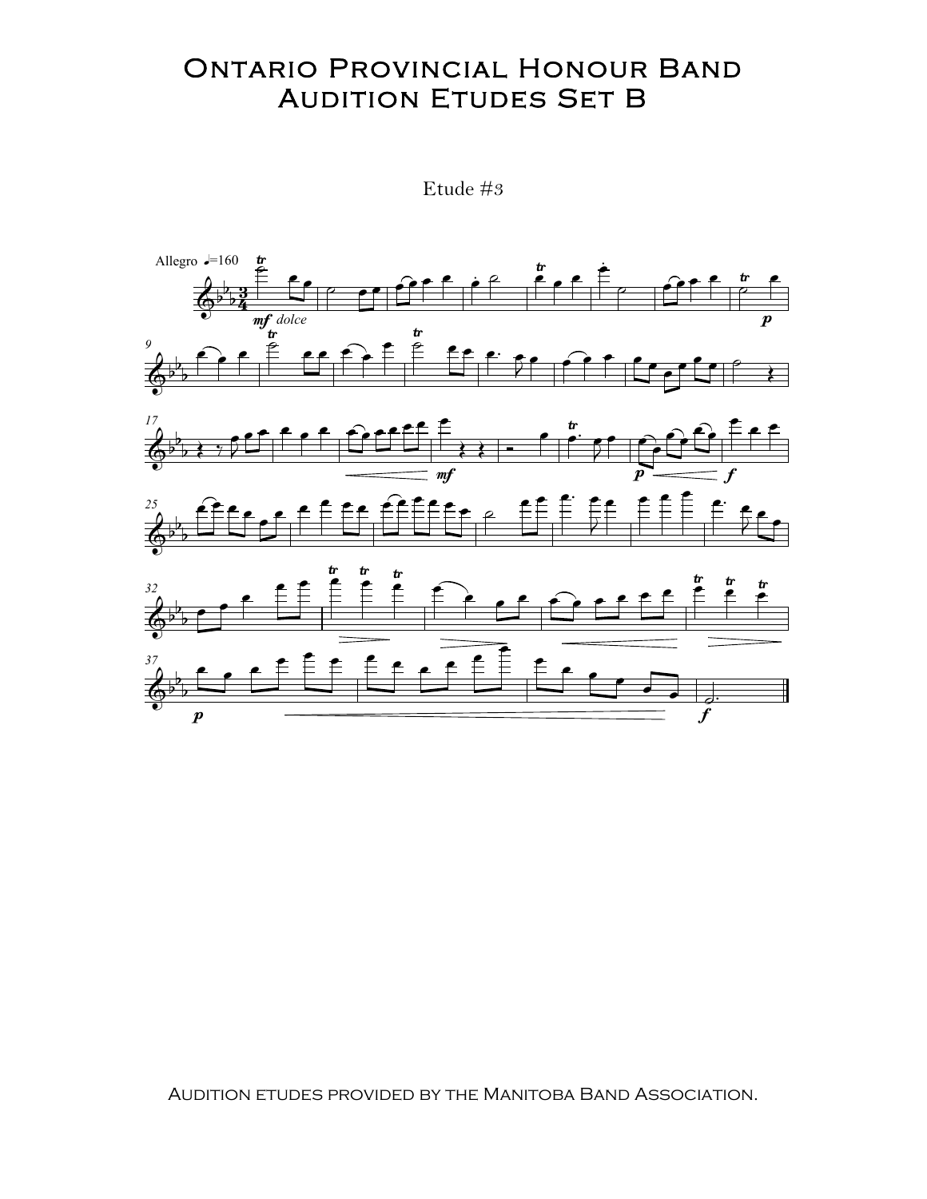# Ontario Provincial Honour Band
# Audition Etudes Set B

Etude #3

Audition etudes provided by the Manitoba Band Association.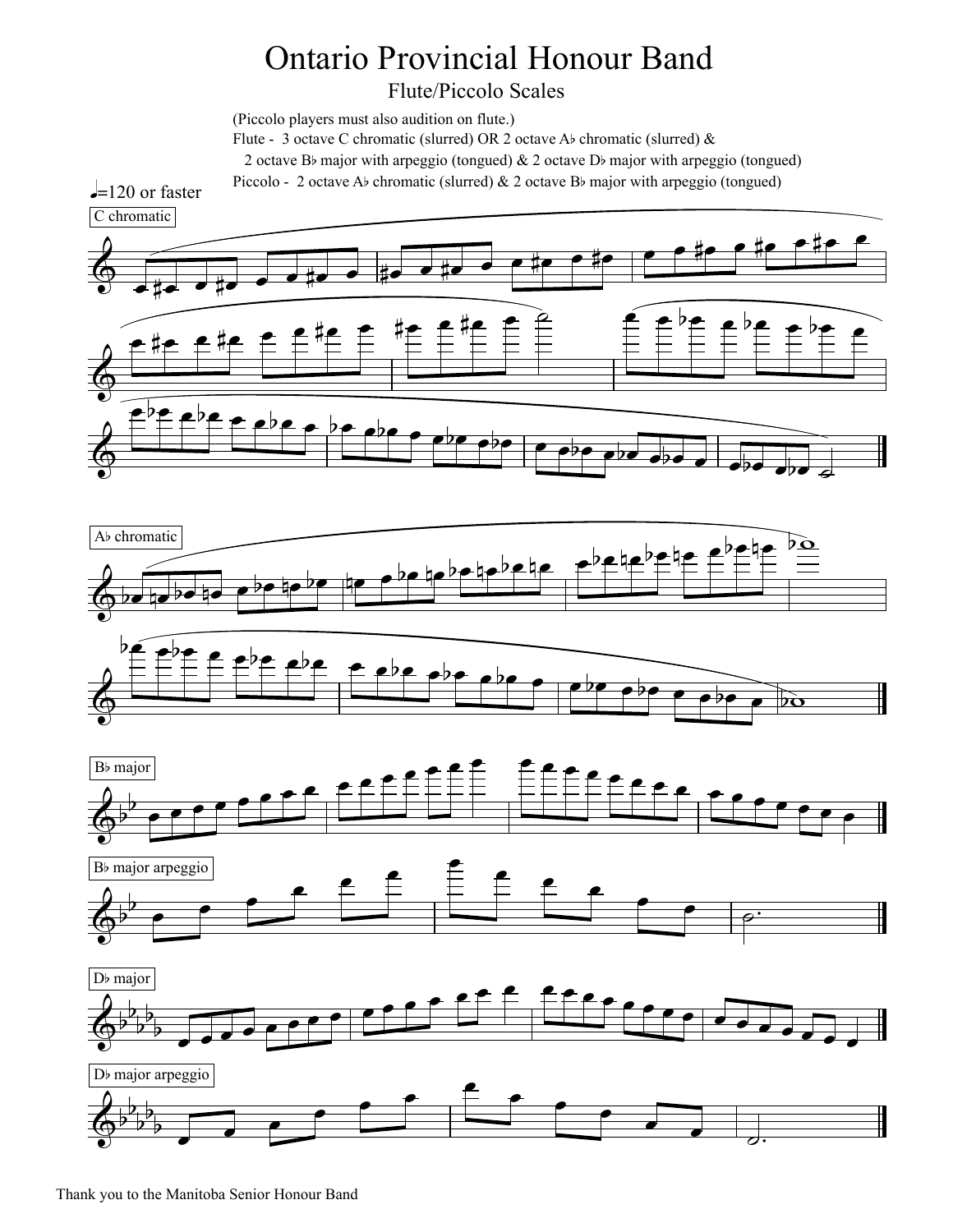# Ontario Provincial Honour Band

## Flute/Piccolo Scales

(Piccolo players must also audition on flute.)

Flute - 3 octave C chromatic (slurred) OR 2 octave A♭ chromatic (slurred) &
2 octave B♭ major with arpeggio (tongued) & 2 octave D♭ major with arpeggio (tongued)

Piccolo - 2 octave A♭ chromatic (slurred) & 2 octave B♭ major with arpeggio (tongued)

♩=120 or faster

C chromatic

A♭ chromatic

B♭ major

B♭ major arpeggio

D♭ major

D♭ major arpeggio

Thank you to the Manitoba Senior Honour Band